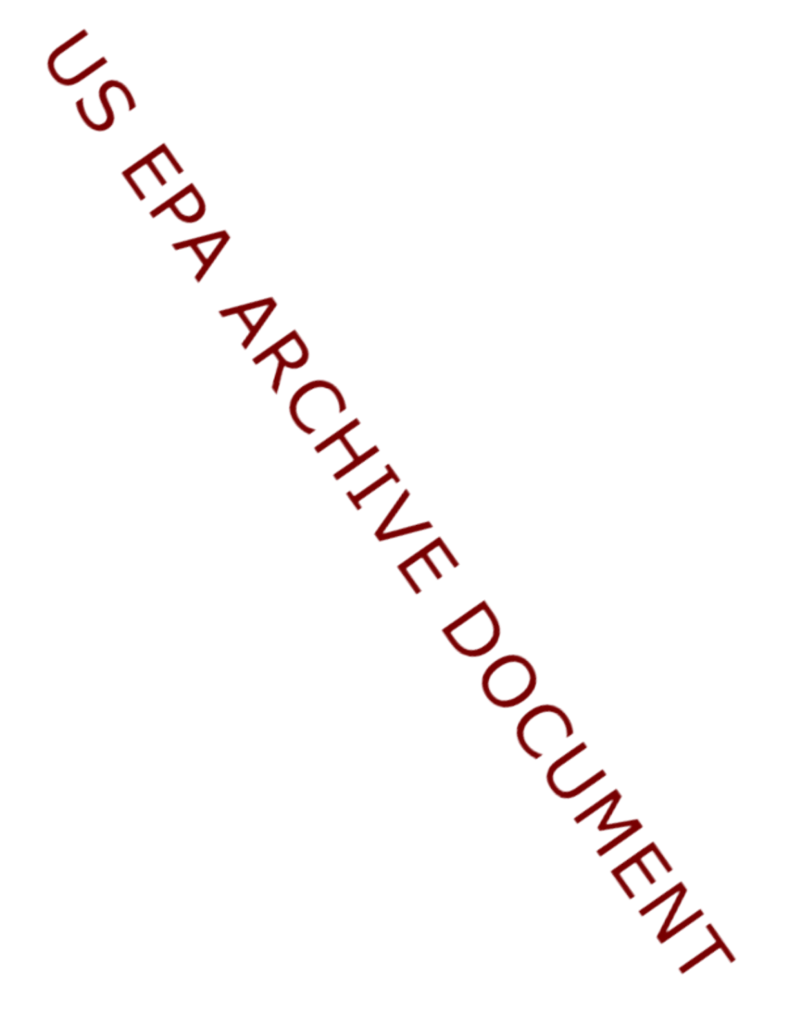US EPA ARCHIVE DOCUMENT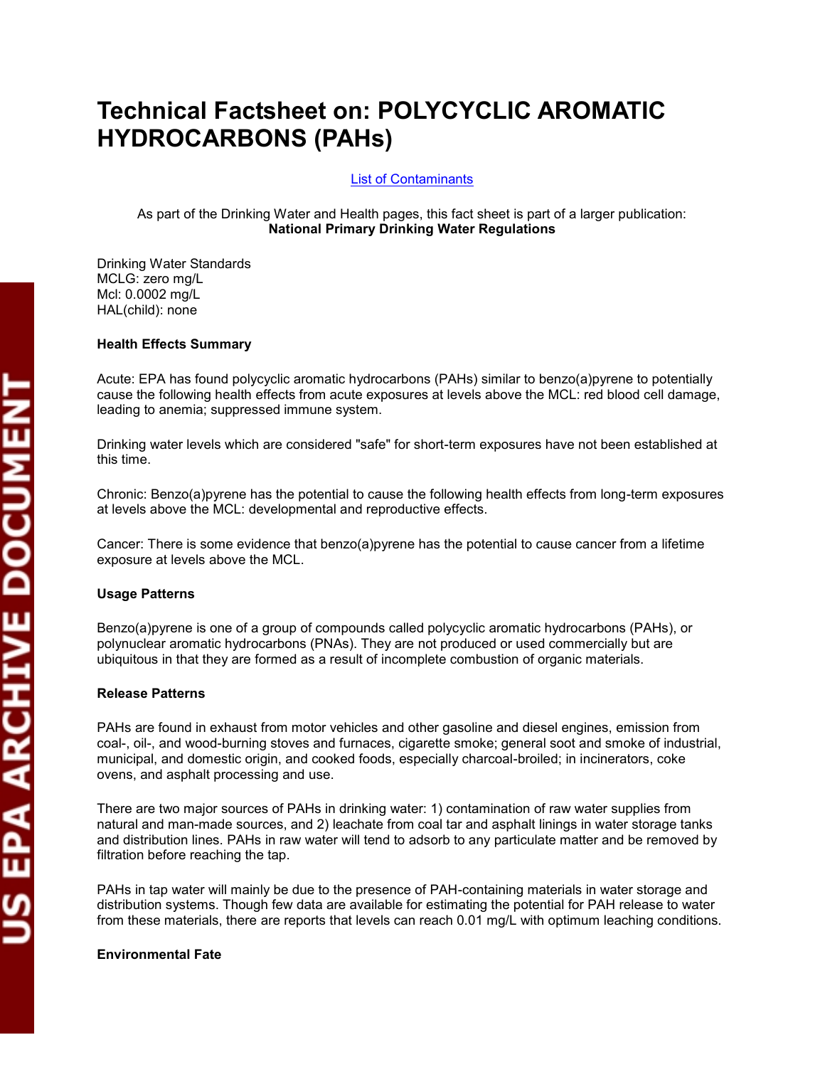# Technical Factsheet on: POLYCYCLIC AROMATIC HYDROCARBONS (PAHs)

List of Contaminants

As part of the Drinking Water and Health pages, this fact sheet is part of a larger publication:
**National Primary Drinking Water Regulations**

Drinking Water Standards
MCLG: zero mg/L
Mcl: 0.0002 mg/L
HAL(child): none

**Health Effects Summary**

Acute: EPA has found polycyclic aromatic hydrocarbons (PAHs) similar to benzo(a)pyrene to potentially cause the following health effects from acute exposures at levels above the MCL: red blood cell damage, leading to anemia; suppressed immune system.

Drinking water levels which are considered "safe" for short-term exposures have not been established at this time.

Chronic: Benzo(a)pyrene has the potential to cause the following health effects from long-term exposures at levels above the MCL: developmental and reproductive effects.

Cancer: There is some evidence that benzo(a)pyrene has the potential to cause cancer from a lifetime exposure at levels above the MCL.

**Usage Patterns**

Benzo(a)pyrene is one of a group of compounds called polycyclic aromatic hydrocarbons (PAHs), or polynuclear aromatic hydrocarbons (PNAs). They are not produced or used commercially but are ubiquitous in that they are formed as a result of incomplete combustion of organic materials.

**Release Patterns**

PAHs are found in exhaust from motor vehicles and other gasoline and diesel engines, emission from coal-, oil-, and wood-burning stoves and furnaces, cigarette smoke; general soot and smoke of industrial, municipal, and domestic origin, and cooked foods, especially charcoal-broiled; in incinerators, coke ovens, and asphalt processing and use.

There are two major sources of PAHs in drinking water: 1) contamination of raw water supplies from natural and man-made sources, and 2) leachate from coal tar and asphalt linings in water storage tanks and distribution lines. PAHs in raw water will tend to adsorb to any particulate matter and be removed by filtration before reaching the tap.

PAHs in tap water will mainly be due to the presence of PAH-containing materials in water storage and distribution systems. Though few data are available for estimating the potential for PAH release to water from these materials, there are reports that levels can reach 0.01 mg/L with optimum leaching conditions.

**Environmental Fate**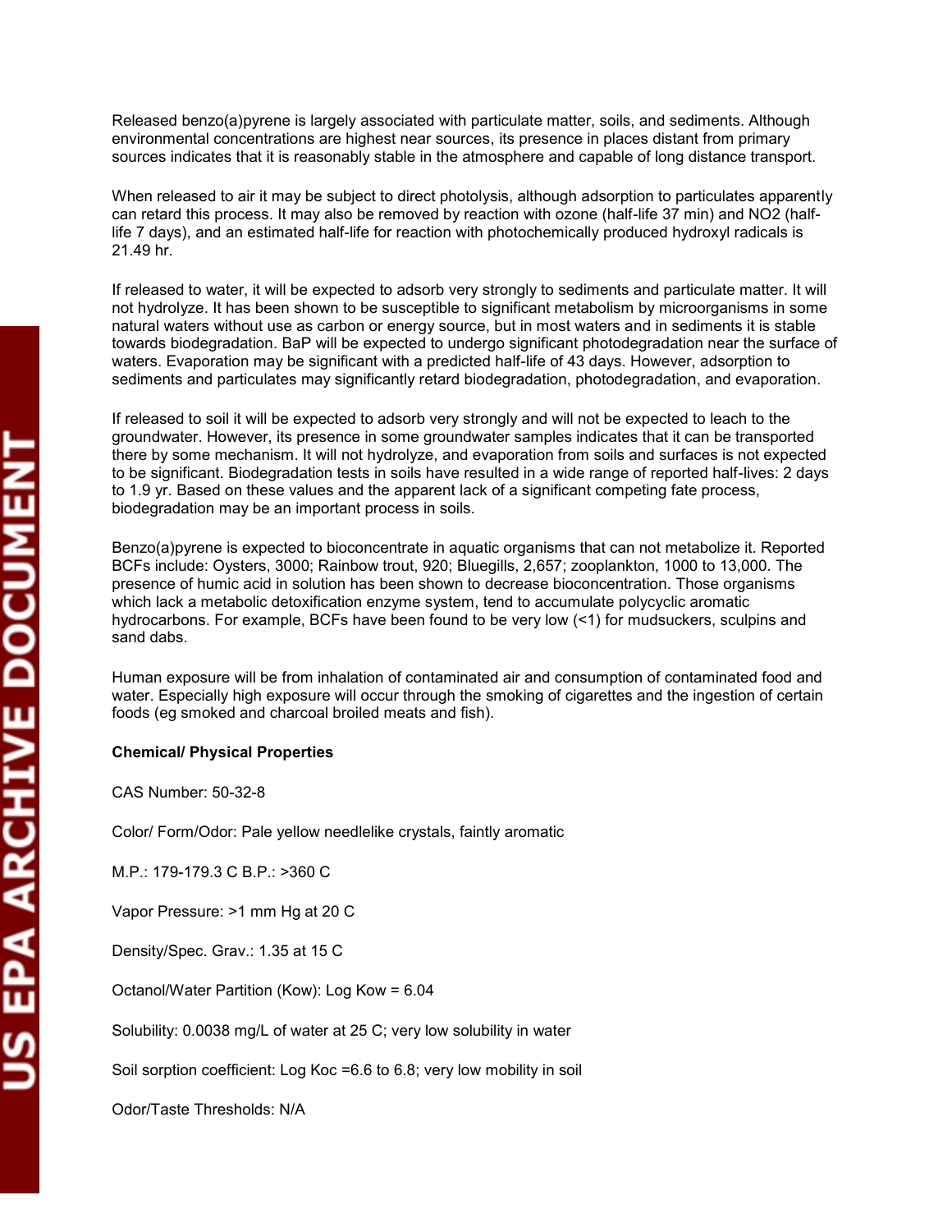Released benzo(a)pyrene is largely associated with particulate matter, soils, and sediments. Although environmental concentrations are highest near sources, its presence in places distant from primary sources indicates that it is reasonably stable in the atmosphere and capable of long distance transport.

When released to air it may be subject to direct photolysis, although adsorption to particulates apparently can retard this process. It may also be removed by reaction with ozone (half-life 37 min) and $NO_2$ (half-life 7 days), and an estimated half-life for reaction with photochemically produced hydroxyl radicals is 21.49 hr.

If released to water, it will be expected to adsorb very strongly to sediments and particulate matter. It will not hydrolyze. It has been shown to be susceptible to significant metabolism by microorganisms in some natural waters without use as carbon or energy source, but in most waters and in sediments it is stable towards biodegradation. BaP will be expected to undergo significant photodegradation near the surface of waters. Evaporation may be significant with a predicted half-life of 43 days. However, adsorption to sediments and particulates may significantly retard biodegradation, photodegradation, and evaporation.

If released to soil it will be expected to adsorb very strongly and will not be expected to leach to the groundwater. However, its presence in some groundwater samples indicates that it can be transported there by some mechanism. It will not hydrolyze, and evaporation from soils and surfaces is not expected to be significant. Biodegradation tests in soils have resulted in a wide range of reported half-lives: 2 days to 1.9 yr. Based on these values and the apparent lack of a significant competing fate process, biodegradation may be an important process in soils.

Benzo(a)pyrene is expected to bioconcentrate in aquatic organisms that can not metabolize it. Reported BCFs include: Oysters, 3000; Rainbow trout, 920; Bluegills, 2,657; zooplankton, 1000 to 13,000. The presence of humic acid in solution has been shown to decrease bioconcentration. Those organisms which lack a metabolic detoxification enzyme system, tend to accumulate polycyclic aromatic hydrocarbons. For example, BCFs have been found to be very low (<1) for mudsuckers, sculpins and sand dabs.

Human exposure will be from inhalation of contaminated air and consumption of contaminated food and water. Especially high exposure will occur through the smoking of cigarettes and the ingestion of certain foods (eg smoked and charcoal broiled meats and fish).

**Chemical/ Physical Properties**

CAS Number: 50-32-8

Color/ Form/Odor: Pale yellow needlelike crystals, faintly aromatic

M.P.: 179-179.3 C B.P.: >360 C

Vapor Pressure: >1 mm Hg at 20 C

Density/Spec. Grav.: 1.35 at 15 C

Octanol/Water Partition (Kow): Log Kow = 6.04

Solubility: 0.0038 mg/L of water at 25 C; very low solubility in water

Soil sorption coefficient: Log Koc =6.6 to 6.8; very low mobility in soil

Odor/Taste Thresholds: N/A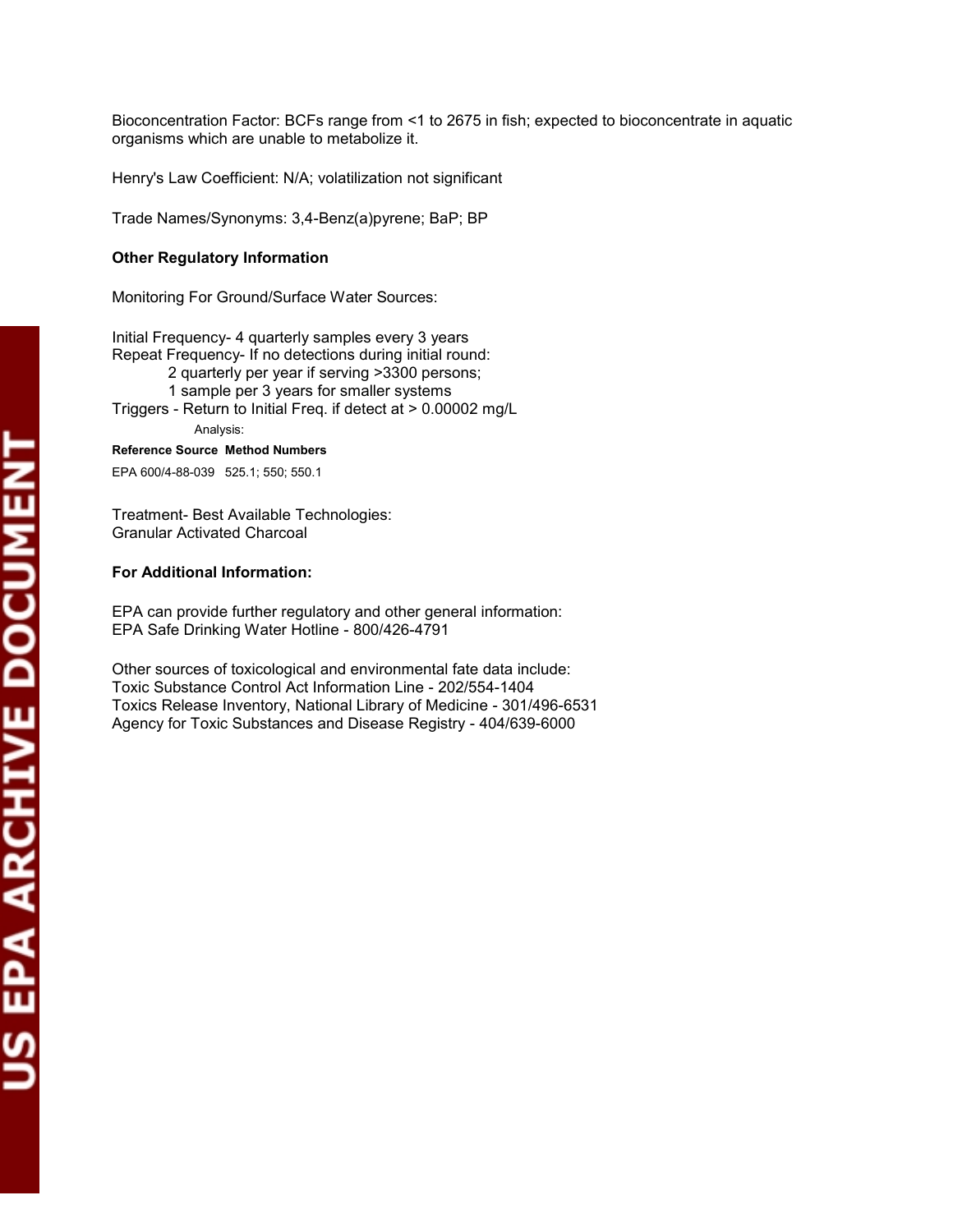Bioconcentration Factor: BCFs range from <1 to 2675 in fish; expected to bioconcentrate in aquatic organisms which are unable to metabolize it.

Henry's Law Coefficient: N/A; volatilization not significant

Trade Names/Synonyms: 3,4-Benz(a)pyrene; BaP; BP

**Other Regulatory Information**

Monitoring For Ground/Surface Water Sources:

Initial Frequency- 4 quarterly samples every 3 years
Repeat Frequency- If no detections during initial round:
  2 quarterly per year if serving >3300 persons;
  1 sample per 3 years for smaller systems
Triggers - Return to Initial Freq. if detect at > 0.00002 mg/L

Analysis:

| Reference Source | Method Numbers |
|---|---|
| EPA 600/4-88-039 | 525.1; 550; 550.1 |

Treatment- Best Available Technologies:
Granular Activated Charcoal

**For Additional Information:**

EPA can provide further regulatory and other general information:
EPA Safe Drinking Water Hotline - 800/426-4791

Other sources of toxicological and environmental fate data include:
Toxic Substance Control Act Information Line - 202/554-1404
Toxics Release Inventory, National Library of Medicine - 301/496-6531
Agency for Toxic Substances and Disease Registry - 404/639-6000